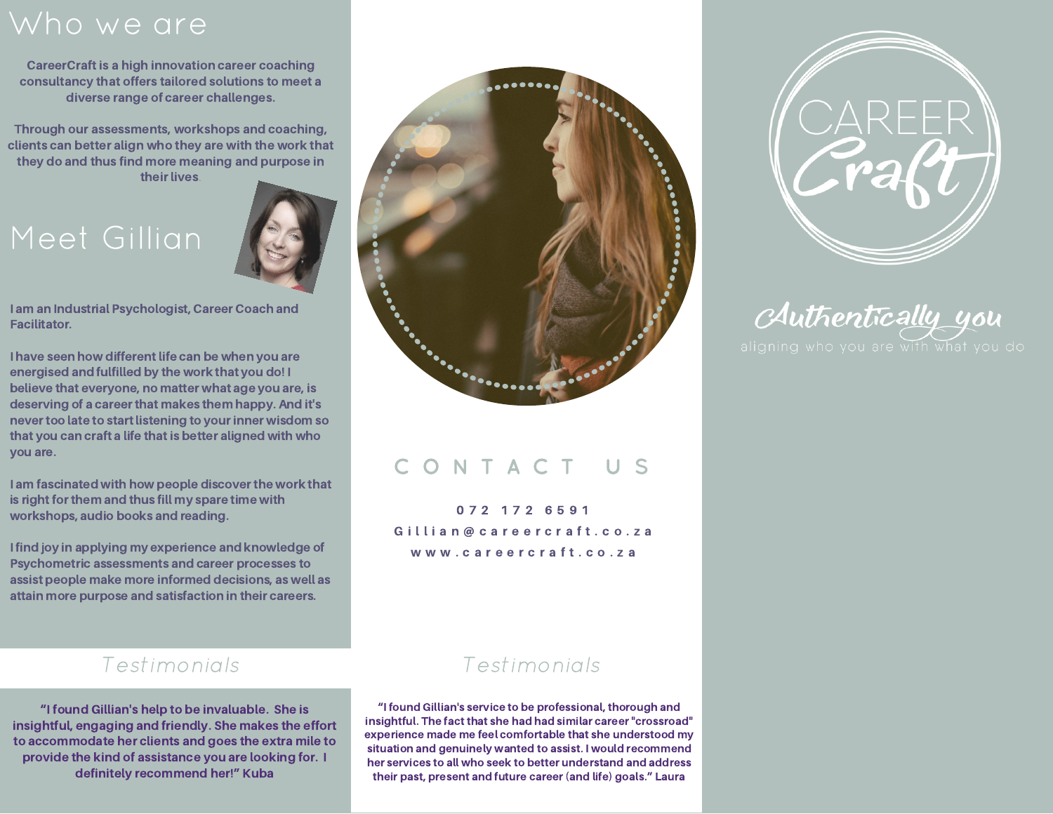## Who we are

CareerCraft is a high innovation career coaching consultancy that offers tailored solutions to meet a diverse range of career challenges.

Through our assessments, workshops and coaching, clients can better align who they are with the work that they do and thus find more meaning and purpose in their lives.

## Meet Gillian

I am an Industrial Psychologist, Career Coach and Facilitator.

I have seen how different life can be when you are energised and fulfilled by the work that you do! I believe that everyone, no matter what age you are, is deserving of a career that makes them happy. And it's never too late to start listening to your inner wisdom so that you can craft a life that is better aligned with who you are.

I am fascinated with how people discover the work that is right for them and thus fill my spare time with workshops, audio books and reading.

I find joy in applying my experience and knowledge of Psychometric assessments and career processes to assist people make more informed decisions, as well as attain more purpose and satisfaction in their careers.

## Testimonials

**"I found Gillian's help to be invaluable. She is insightful, engaging and friendly. She makes the effort to accommodate her clients and goes the extra mile to provide the kind of assistance you are looking for. I definitely recommend her!" Kuba**

## CONTACT US

072 172 6591

Gillian@careercraft.co.za

www.careercraft.co.za

## Testimonials

**"I found Gillian's service to be professional, thorough and insightful. The fact that she had had similar career "crossroad" experience made me feel comfortable that she understood my situation and genuinely wanted to assist. I would recommend her services to all who seek to better understand and address their past, present and future career (and life) goals." Laura**

# CAREER Craft

*Authentically you*

aligning who you are with what you do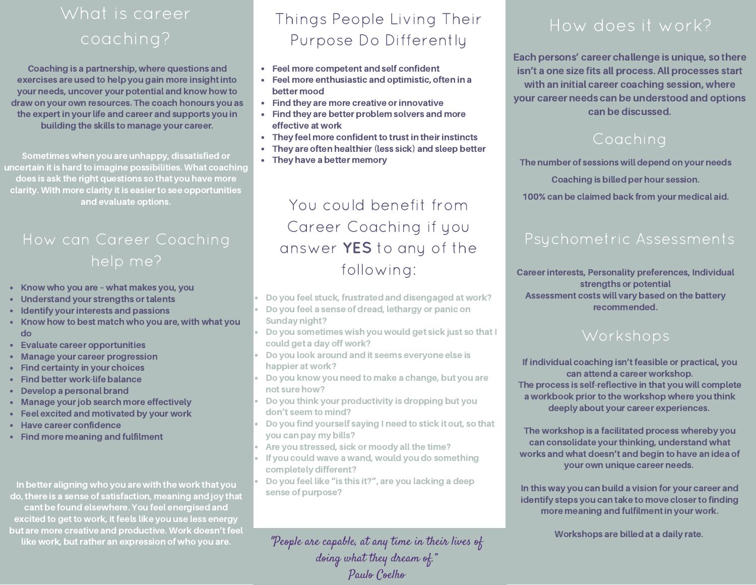# What is career coaching?

Coaching is a partnership, where questions and exercises are used to help you gain more insight into your needs, uncover your potential and know how to draw on your own resources. The coach honours you as the expert in your life and career and supports you in building the skills to manage your career.

Sometimes when you are unhappy, dissatisfied or uncertain it is hard to imagine possibilities. What coaching does is ask the right questions so that you have more clarity. With more clarity it is easier to see opportunities and evaluate options.

# How can Career Coaching help me?

- Know who you are - what makes you, you
- Understand your strengths or talents
- Identify your interests and passions
- Know how to best match who you are, with what you do
- Evaluate career opportunities
- Manage your career progression
- Find certainty in your choices
- Find better work-life balance
- Develop a personal brand
- Manage your job search more effectively
- Feel excited and motivated by your work
- Have career confidence
- Find more meaning and fulfilment

In better aligning who you are with the work that you do, there is a sense of satisfaction, meaning and joy that cant be found elsewhere. You feel energised and excited to get to work, it feels like you use less energy but are more creative and productive. Work doesn't feel like work, but rather an expression of who you are.

# Things People Living Their Purpose Do Differently

- Feel more competent and self confident
- Feel more enthusiastic and optimistic, often in a better mood
- Find they are more creative or innovative
- Find they are better problem solvers and more effective at work
- They feel more confident to trust in their instincts
- They are often healthier (less sick) and sleep better
- They have a better memory

# You could benefit from Career Coaching if you answer **YES** to any of the following:

- Do you feel stuck, frustrated and disengaged at work?
- Do you feel a sense of dread, lethargy or panic on Sunday night?
- Do you sometimes wish you would get sick just so that I could get a day off work?
- Do you look around and it seems everyone else is happier at work?
- Do you know you need to make a change, but you are not sure how?
- Do you think your productivity is dropping but you don't seem to mind?
- Do you find yourself saying I need to stick it out, so that you can pay my bills?
- Are you stressed, sick or moody all the time?
- If you could wave a wand, would you do something completely different?
- Do you feel like "is this it?", are you lacking a deep sense of purpose?

*"People are capable, at any time in their lives of doing what they dream of."*
*Paulo Coelho*

# How does it work?

Each persons' career challenge is unique, so there isn't a one size fits all process. All processes start with an initial career coaching session, where your career needs can be understood and options can be discussed.

## Coaching

The number of sessions will depend on your needs

Coaching is billed per hour session.

100% can be claimed back from your medical aid.

## Psychometric Assessments

Career interests, Personality preferences, Individual strengths or potential
Assessment costs will vary based on the battery recommended.

## Workshops

If individual coaching isn't feasible or practical, you can attend a career workshop.
The process is self-reflective in that you will complete a workbook prior to the workshop where you think deeply about your career experiences.

The workshop is a facilitated process whereby you can consolidate your thinking, understand what works and what doesn't and begin to have an idea of your own unique career needs.

In this way you can build a vision for your career and identify steps you can take to move closer to finding more meaning and fulfilment in your work.

Workshops are billed at a daily rate.